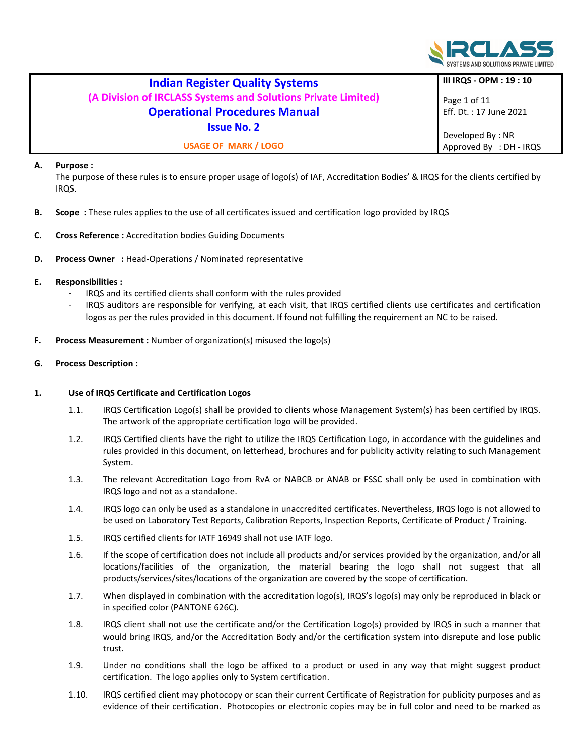| Indian Register Quality Systems (A Division of IRCLASS Systems and Solutions Private Limited) Operational Procedures Manual Issue No. 2 | III IRQS - OPM : 19 : 10 |
| --- | --- |
| | Page 1 of 11 Eff. Dt. : 17 June 2021 |
| USAGE OF MARK / LOGO | Developed By : NR Approved By : DH - IRQS |

**A. Purpose :**
The purpose of these rules is to ensure proper usage of logo(s) of IAF, Accreditation Bodies' & IRQS for the clients certified by IRQS.

**B. Scope :** These rules applies to the use of all certificates issued and certification logo provided by IRQS

**C. Cross Reference :** Accreditation bodies Guiding Documents

**D. Process Owner :** Head-Operations / Nominated representative

**E. Responsibilities :**

- IRQS and its certified clients shall conform with the rules provided
- IRQS auditors are responsible for verifying, at each visit, that IRQS certified clients use certificates and certification logos as per the rules provided in this document. If found not fulfilling the requirement an NC to be raised.

**F. Process Measurement :** Number of organization(s) misused the logo(s)

**G. Process Description :**

**1. Use of IRQS Certificate and Certification Logos**

1.1. IRQS Certification Logo(s) shall be provided to clients whose Management System(s) has been certified by IRQS. The artwork of the appropriate certification logo will be provided.

1.2. IRQS Certified clients have the right to utilize the IRQS Certification Logo, in accordance with the guidelines and rules provided in this document, on letterhead, brochures and for publicity activity relating to such Management System.

1.3. The relevant Accreditation Logo from RvA or NABCB or ANAB or FSSC shall only be used in combination with IRQS logo and not as a standalone.

1.4. IRQS logo can only be used as a standalone in unaccredited certificates. Nevertheless, IRQS logo is not allowed to be used on Laboratory Test Reports, Calibration Reports, Inspection Reports, Certificate of Product / Training.

1.5. IRQS certified clients for IATF 16949 shall not use IATF logo.

1.6. If the scope of certification does not include all products and/or services provided by the organization, and/or all locations/facilities of the organization, the material bearing the logo shall not suggest that all products/services/sites/locations of the organization are covered by the scope of certification.

1.7. When displayed in combination with the accreditation logo(s), IRQS's logo(s) may only be reproduced in black or in specified color (PANTONE 626C).

1.8. IRQS client shall not use the certificate and/or the Certification Logo(s) provided by IRQS in such a manner that would bring IRQS, and/or the Accreditation Body and/or the certification system into disrepute and lose public trust.

1.9. Under no conditions shall the logo be affixed to a product or used in any way that might suggest product certification. The logo applies only to System certification.

1.10. IRQS certified client may photocopy or scan their current Certificate of Registration for publicity purposes and as evidence of their certification. Photocopies or electronic copies may be in full color and need to be marked as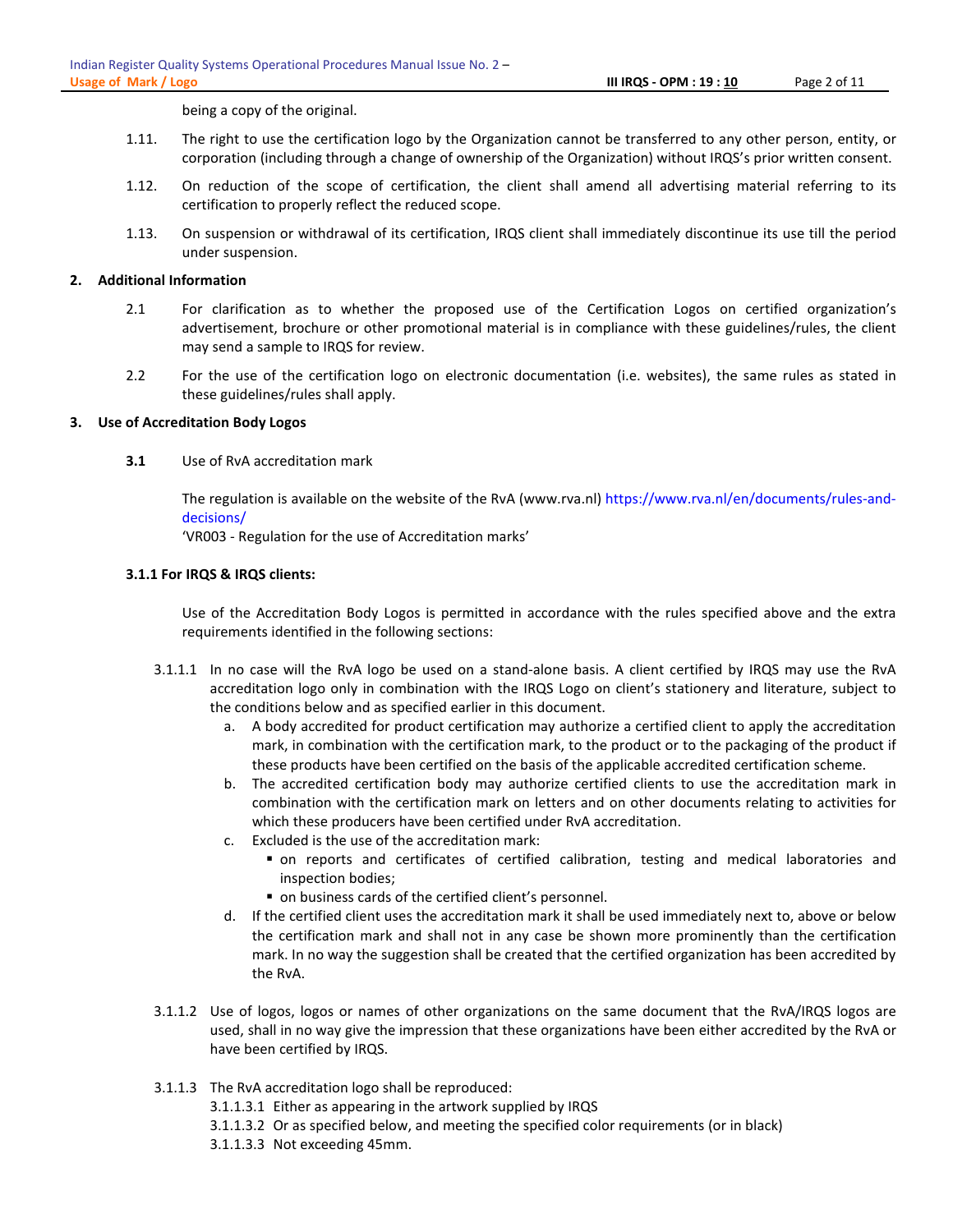being a copy of the original.

1.11. The right to use the certification logo by the Organization cannot be transferred to any other person, entity, or corporation (including through a change of ownership of the Organization) without IRQS's prior written consent.

1.12. On reduction of the scope of certification, the client shall amend all advertising material referring to its certification to properly reflect the reduced scope.

1.13. On suspension or withdrawal of its certification, IRQS client shall immediately discontinue its use till the period under suspension.

## 2. Additional Information

2.1 For clarification as to whether the proposed use of the Certification Logos on certified organization's advertisement, brochure or other promotional material is in compliance with these guidelines/rules, the client may send a sample to IRQS for review.

2.2 For the use of the certification logo on electronic documentation (i.e. websites), the same rules as stated in these guidelines/rules shall apply.

## 3. Use of Accreditation Body Logos

**3.1** Use of RvA accreditation mark

The regulation is available on the website of the RvA (www.rva.nl) https://www.rva.nl/en/documents/rules-and-decisions/
'VR003 - Regulation for the use of Accreditation marks'

### 3.1.1 For IRQS & IRQS clients:

Use of the Accreditation Body Logos is permitted in accordance with the rules specified above and the extra requirements identified in the following sections:

3.1.1.1 In no case will the RvA logo be used on a stand-alone basis. A client certified by IRQS may use the RvA accreditation logo only in combination with the IRQS Logo on client's stationery and literature, subject to the conditions below and as specified earlier in this document.

a. A body accredited for product certification may authorize a certified client to apply the accreditation mark, in combination with the certification mark, to the product or to the packaging of the product if these products have been certified on the basis of the applicable accredited certification scheme.

b. The accredited certification body may authorize certified clients to use the accreditation mark in combination with the certification mark on letters and on other documents relating to activities for which these producers have been certified under RvA accreditation.

c. Excluded is the use of the accreditation mark:
   - on reports and certificates of certified calibration, testing and medical laboratories and inspection bodies;
   - on business cards of the certified client's personnel.

d. If the certified client uses the accreditation mark it shall be used immediately next to, above or below the certification mark and shall not in any case be shown more prominently than the certification mark. In no way the suggestion shall be created that the certified organization has been accredited by the RvA.

3.1.1.2 Use of logos, logos or names of other organizations on the same document that the RvA/IRQS logos are used, shall in no way give the impression that these organizations have been either accredited by the RvA or have been certified by IRQS.

3.1.1.3 The RvA accreditation logo shall be reproduced:

3.1.1.3.1 Either as appearing in the artwork supplied by IRQS

3.1.1.3.2 Or as specified below, and meeting the specified color requirements (or in black)

3.1.1.3.3 Not exceeding 45mm.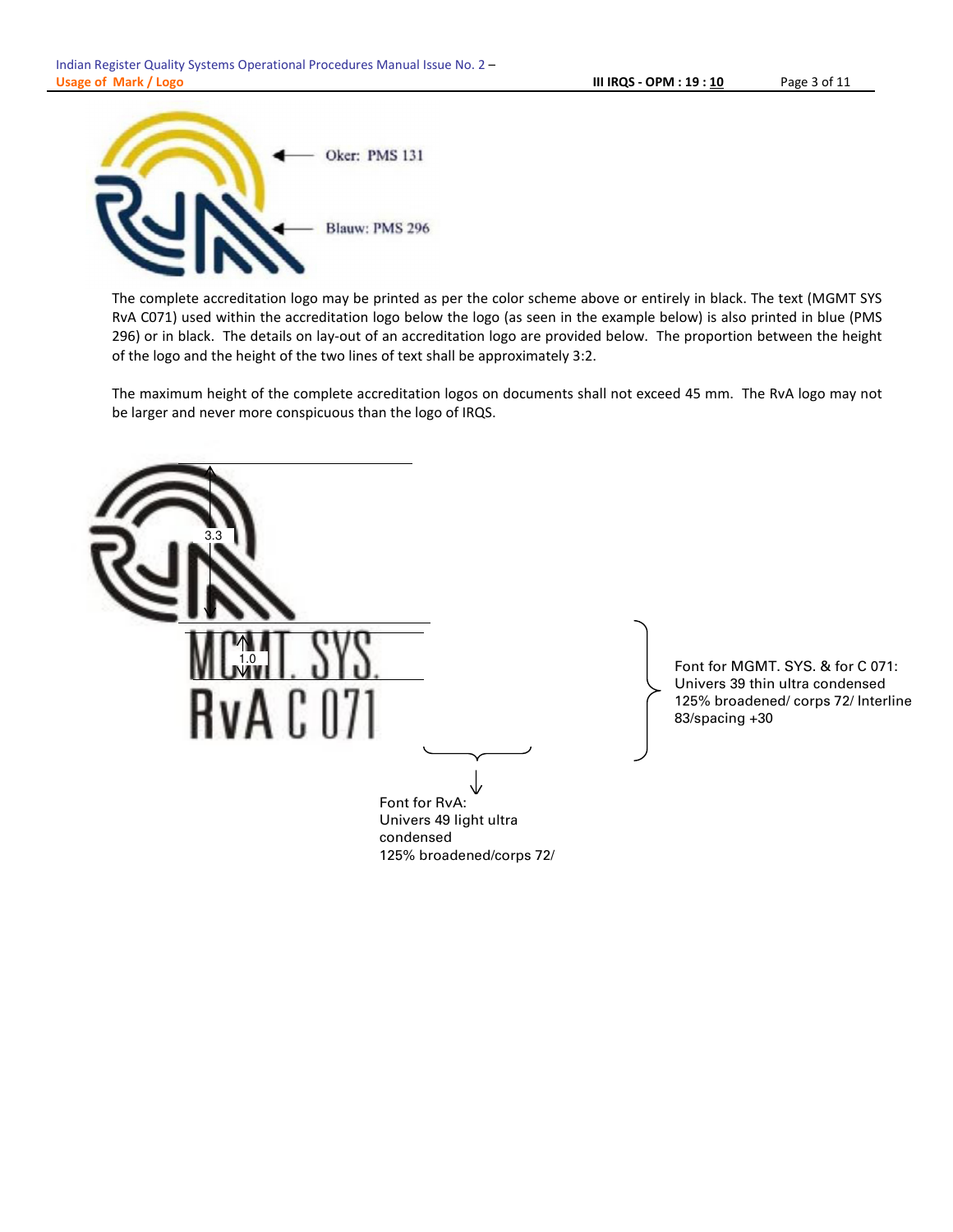Oker: PMS 131

Blauw: PMS 296

The complete accreditation logo may be printed as per the color scheme above or entirely in black. The text (MGMT SYS RvA C071) used within the accreditation logo below the logo (as seen in the example below) is also printed in blue (PMS 296) or in black. The details on lay-out of an accreditation logo are provided below. The proportion between the height of the logo and the height of the two lines of text shall be approximately 3:2.

The maximum height of the complete accreditation logos on documents shall not exceed 45 mm. The RvA logo may not be larger and never more conspicuous than the logo of IRQS.

3.3

1.0

MGMT. SYS.

RvA C 071

Font for MGMT. SYS. & for C 071:
Univers 39 thin ultra condensed
125% broadened/ corps 72/ Interline 83/spacing +30

Font for RvA:
Univers 49 light ultra condensed
125% broadened/corps 72/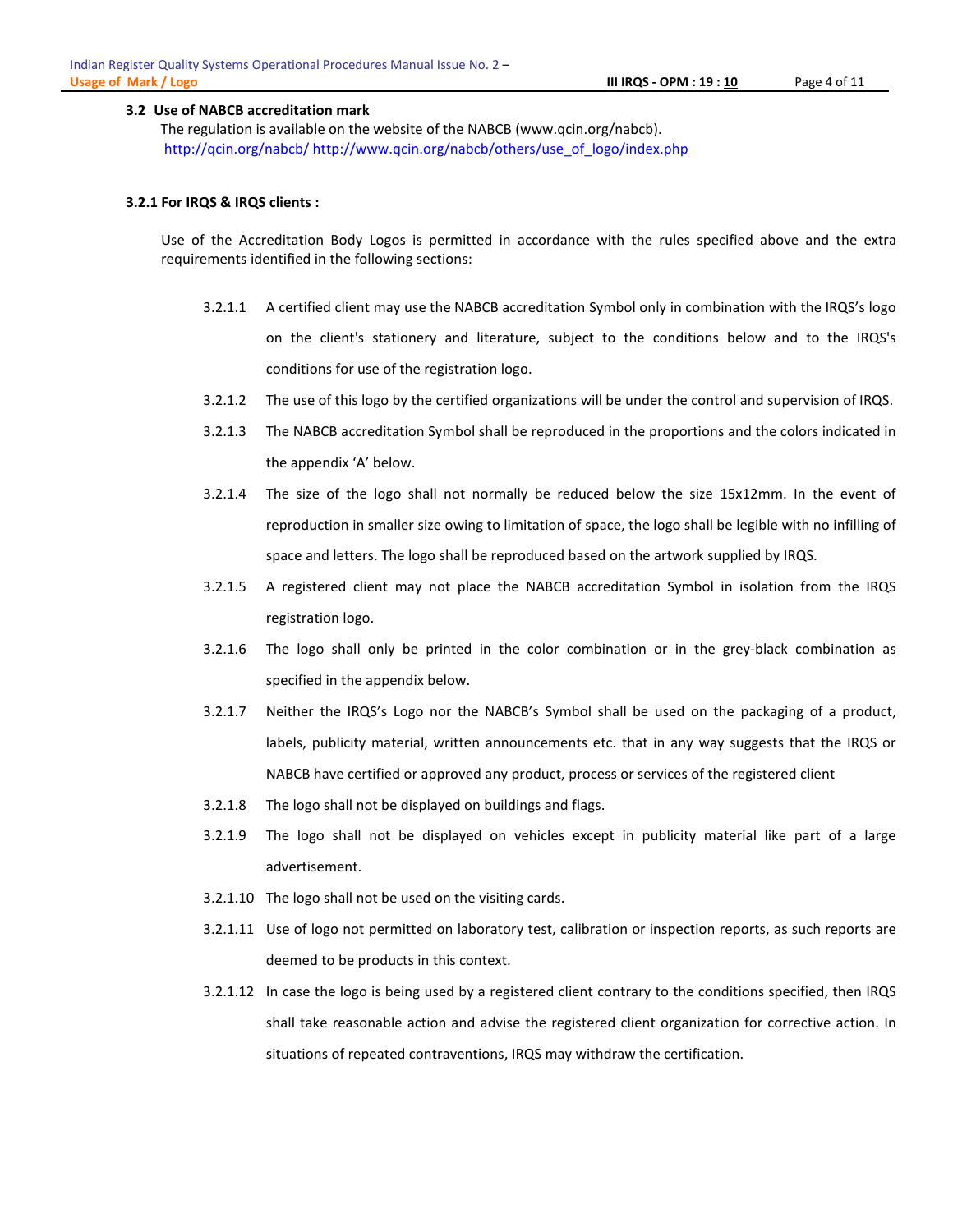### 3.2 Use of NABCB accreditation mark

The regulation is available on the website of the NABCB (www.qcin.org/nabcb).
http://qcin.org/nabcb/ http://www.qcin.org/nabcb/others/use_of_logo/index.php

#### 3.2.1 For IRQS & IRQS clients :

Use of the Accreditation Body Logos is permitted in accordance with the rules specified above and the extra requirements identified in the following sections:

3.2.1.1 A certified client may use the NABCB accreditation Symbol only in combination with the IRQS's logo on the client's stationery and literature, subject to the conditions below and to the IRQS's conditions for use of the registration logo.

3.2.1.2 The use of this logo by the certified organizations will be under the control and supervision of IRQS.

3.2.1.3 The NABCB accreditation Symbol shall be reproduced in the proportions and the colors indicated in the appendix 'A' below.

3.2.1.4 The size of the logo shall not normally be reduced below the size 15x12mm. In the event of reproduction in smaller size owing to limitation of space, the logo shall be legible with no infilling of space and letters. The logo shall be reproduced based on the artwork supplied by IRQS.

3.2.1.5 A registered client may not place the NABCB accreditation Symbol in isolation from the IRQS registration logo.

3.2.1.6 The logo shall only be printed in the color combination or in the grey-black combination as specified in the appendix below.

3.2.1.7 Neither the IRQS's Logo nor the NABCB's Symbol shall be used on the packaging of a product, labels, publicity material, written announcements etc. that in any way suggests that the IRQS or NABCB have certified or approved any product, process or services of the registered client

3.2.1.8 The logo shall not be displayed on buildings and flags.

3.2.1.9 The logo shall not be displayed on vehicles except in publicity material like part of a large advertisement.

3.2.1.10 The logo shall not be used on the visiting cards.

3.2.1.11 Use of logo not permitted on laboratory test, calibration or inspection reports, as such reports are deemed to be products in this context.

3.2.1.12 In case the logo is being used by a registered client contrary to the conditions specified, then IRQS shall take reasonable action and advise the registered client organization for corrective action. In situations of repeated contraventions, IRQS may withdraw the certification.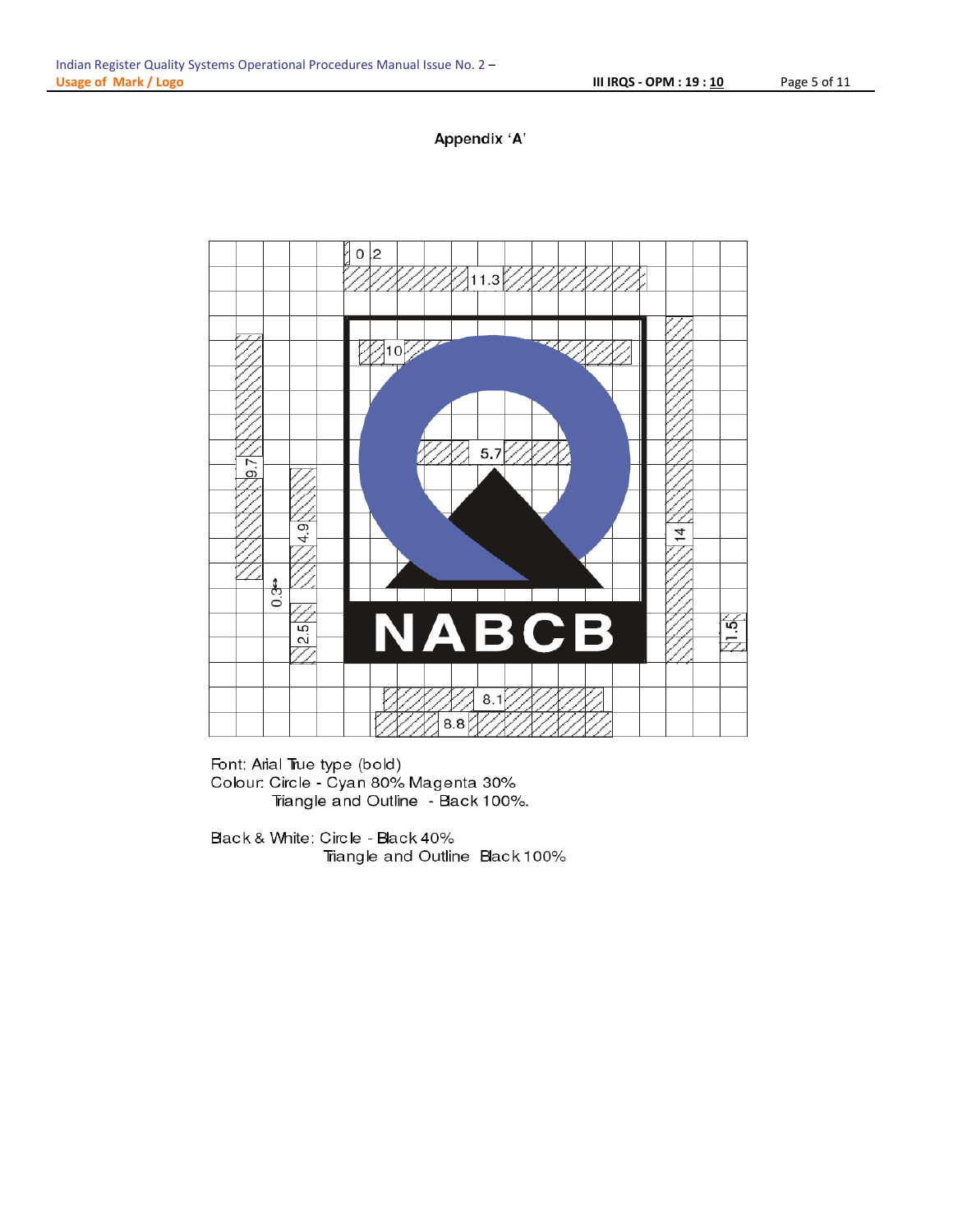## Appendix 'A'

Font: Arial True type (bold)
Colour: Circle - Cyan 80% Magenta 30%
Triangle and Outline - Black 100%.

Black & White: Circle - Black 40%
Triangle and Outline Black 100%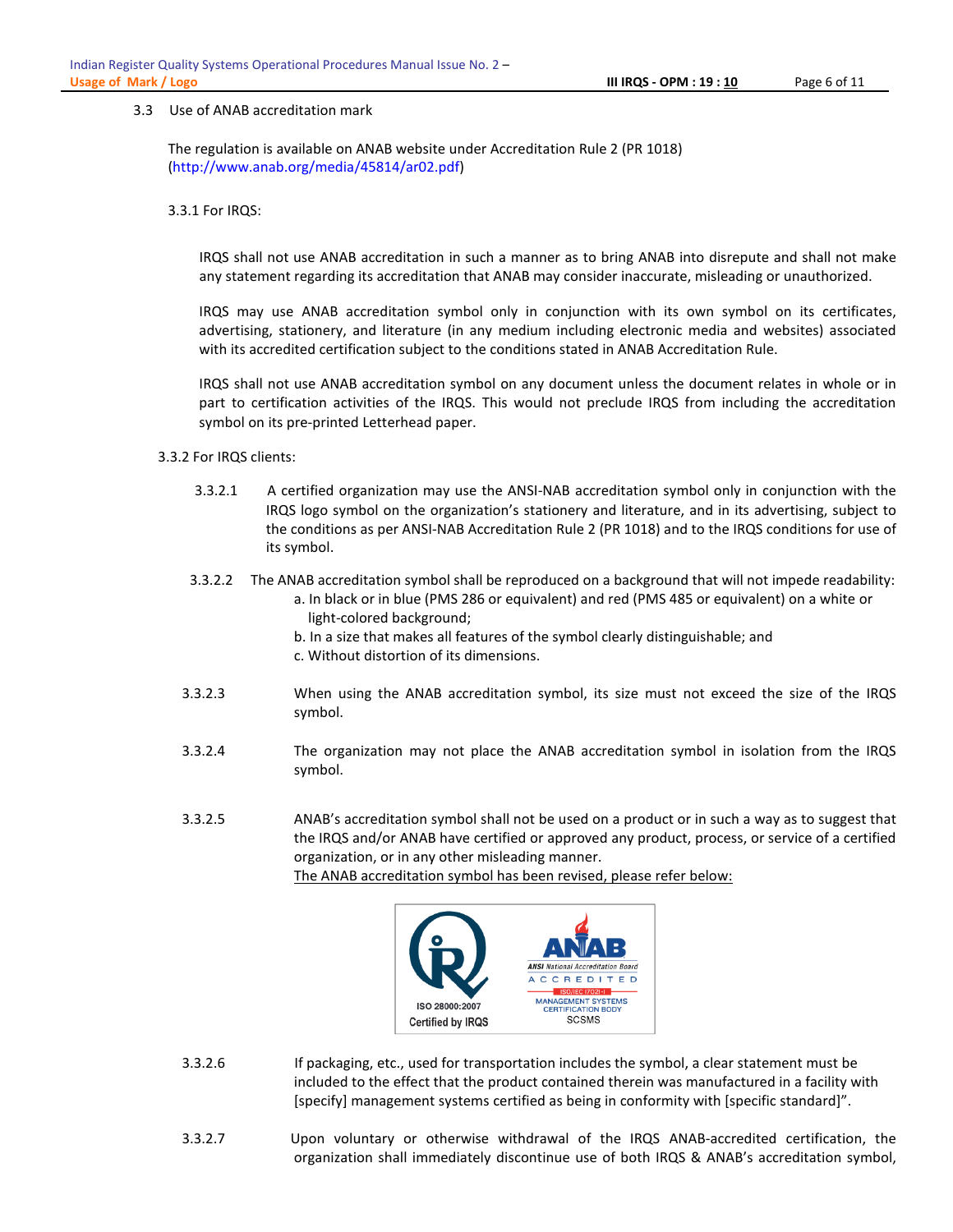3.3 Use of ANAB accreditation mark

The regulation is available on ANAB website under Accreditation Rule 2 (PR 1018) (http://www.anab.org/media/45814/ar02.pdf)

3.3.1 For IRQS:

IRQS shall not use ANAB accreditation in such a manner as to bring ANAB into disrepute and shall not make any statement regarding its accreditation that ANAB may consider inaccurate, misleading or unauthorized.

IRQS may use ANAB accreditation symbol only in conjunction with its own symbol on its certificates, advertising, stationery, and literature (in any medium including electronic media and websites) associated with its accredited certification subject to the conditions stated in ANAB Accreditation Rule.

IRQS shall not use ANAB accreditation symbol on any document unless the document relates in whole or in part to certification activities of the IRQS. This would not preclude IRQS from including the accreditation symbol on its pre-printed Letterhead paper.

3.3.2 For IRQS clients:

3.3.2.1 A certified organization may use the ANSI-NAB accreditation symbol only in conjunction with the IRQS logo symbol on the organization's stationery and literature, and in its advertising, subject to the conditions as per ANSI-NAB Accreditation Rule 2 (PR 1018) and to the IRQS conditions for use of its symbol.

3.3.2.2 The ANAB accreditation symbol shall be reproduced on a background that will not impede readability:

a. In black or in blue (PMS 286 or equivalent) and red (PMS 485 or equivalent) on a white or light-colored background;
b. In a size that makes all features of the symbol clearly distinguishable; and
c. Without distortion of its dimensions.

3.3.2.3 When using the ANAB accreditation symbol, its size must not exceed the size of the IRQS symbol.

3.3.2.4 The organization may not place the ANAB accreditation symbol in isolation from the IRQS symbol.

3.3.2.5 ANAB's accreditation symbol shall not be used on a product or in such a way as to suggest that the IRQS and/or ANAB have certified or approved any product, process, or service of a certified organization, or in any other misleading manner.

The ANAB accreditation symbol has been revised, please refer below:

ISO 28000:2007
Certified by IRQS

ANAB
ANSI National Accreditation Board
ACCREDITED
ISO/IEC 17021-1
MANAGEMENT SYSTEMS CERTIFICATION BODY
SCSMS

3.3.2.6 If packaging, etc., used for transportation includes the symbol, a clear statement must be included to the effect that the product contained therein was manufactured in a facility with [specify] management systems certified as being in conformity with [specific standard]".

3.3.2.7 Upon voluntary or otherwise withdrawal of the IRQS ANAB-accredited certification, the organization shall immediately discontinue use of both IRQS & ANAB's accreditation symbol,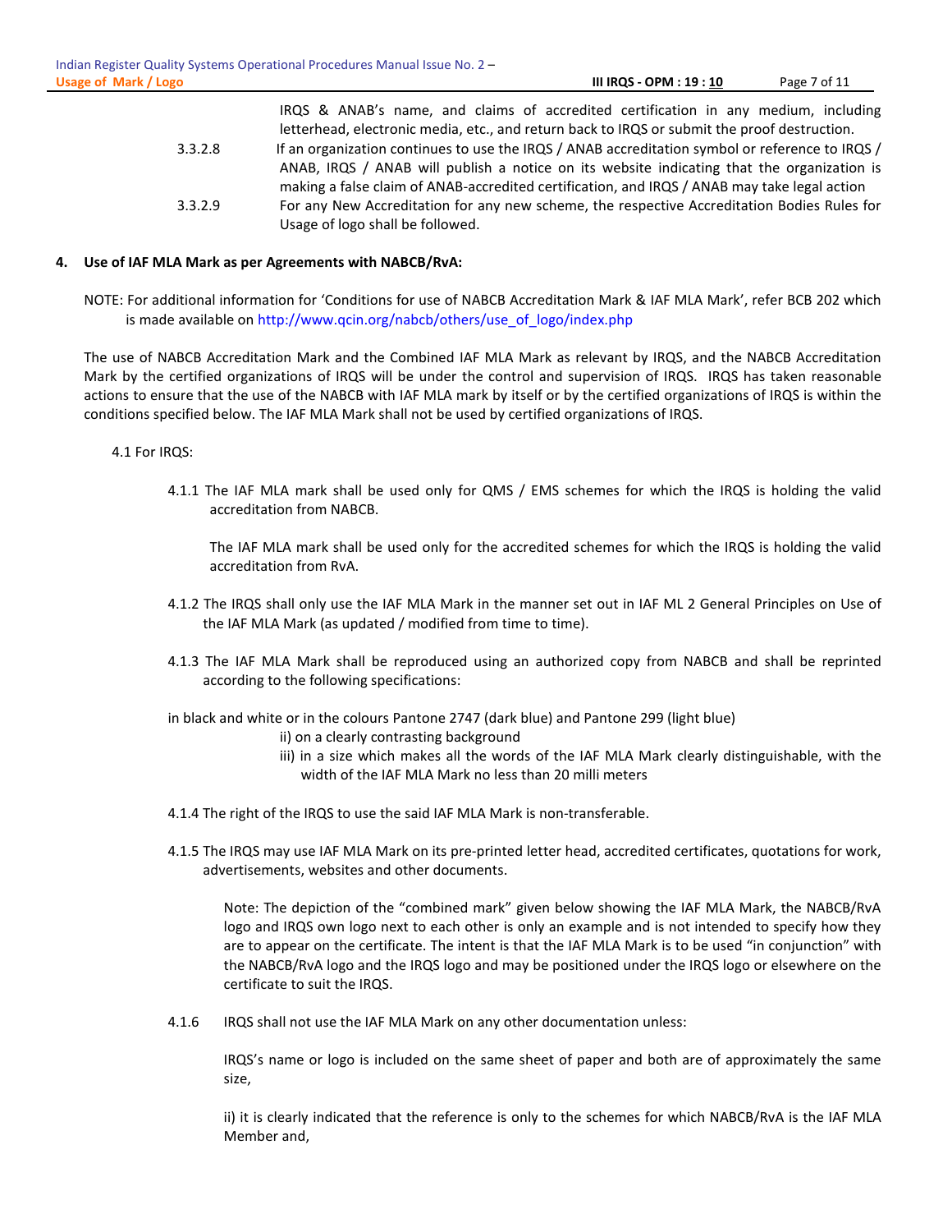IRQS & ANAB's name, and claims of accredited certification in any medium, including letterhead, electronic media, etc., and return back to IRQS or submit the proof destruction.

3.3.2.8 If an organization continues to use the IRQS / ANAB accreditation symbol or reference to IRQS / ANAB, IRQS / ANAB will publish a notice on its website indicating that the organization is making a false claim of ANAB-accredited certification, and IRQS / ANAB may take legal action

3.3.2.9 For any New Accreditation for any new scheme, the respective Accreditation Bodies Rules for Usage of logo shall be followed.

## 4. Use of IAF MLA Mark as per Agreements with NABCB/RvA:

NOTE: For additional information for 'Conditions for use of NABCB Accreditation Mark & IAF MLA Mark', refer BCB 202 which is made available on http://www.qcin.org/nabcb/others/use_of_logo/index.php

The use of NABCB Accreditation Mark and the Combined IAF MLA Mark as relevant by IRQS, and the NABCB Accreditation Mark by the certified organizations of IRQS will be under the control and supervision of IRQS. IRQS has taken reasonable actions to ensure that the use of the NABCB with IAF MLA mark by itself or by the certified organizations of IRQS is within the conditions specified below. The IAF MLA Mark shall not be used by certified organizations of IRQS.

4.1 For IRQS:

4.1.1 The IAF MLA mark shall be used only for QMS / EMS schemes for which the IRQS is holding the valid accreditation from NABCB.

The IAF MLA mark shall be used only for the accredited schemes for which the IRQS is holding the valid accreditation from RvA.

4.1.2 The IRQS shall only use the IAF MLA Mark in the manner set out in IAF ML 2 General Principles on Use of the IAF MLA Mark (as updated / modified from time to time).

4.1.3 The IAF MLA Mark shall be reproduced using an authorized copy from NABCB and shall be reprinted according to the following specifications:

in black and white or in the colours Pantone 2747 (dark blue) and Pantone 299 (light blue)

ii) on a clearly contrasting background

iii) in a size which makes all the words of the IAF MLA Mark clearly distinguishable, with the width of the IAF MLA Mark no less than 20 milli meters

4.1.4 The right of the IRQS to use the said IAF MLA Mark is non-transferable.

4.1.5 The IRQS may use IAF MLA Mark on its pre-printed letter head, accredited certificates, quotations for work, advertisements, websites and other documents.

Note: The depiction of the "combined mark" given below showing the IAF MLA Mark, the NABCB/RvA logo and IRQS own logo next to each other is only an example and is not intended to specify how they are to appear on the certificate. The intent is that the IAF MLA Mark is to be used "in conjunction" with the NABCB/RvA logo and the IRQS logo and may be positioned under the IRQS logo or elsewhere on the certificate to suit the IRQS.

4.1.6 IRQS shall not use the IAF MLA Mark on any other documentation unless:

IRQS's name or logo is included on the same sheet of paper and both are of approximately the same size,

ii) it is clearly indicated that the reference is only to the schemes for which NABCB/RvA is the IAF MLA Member and,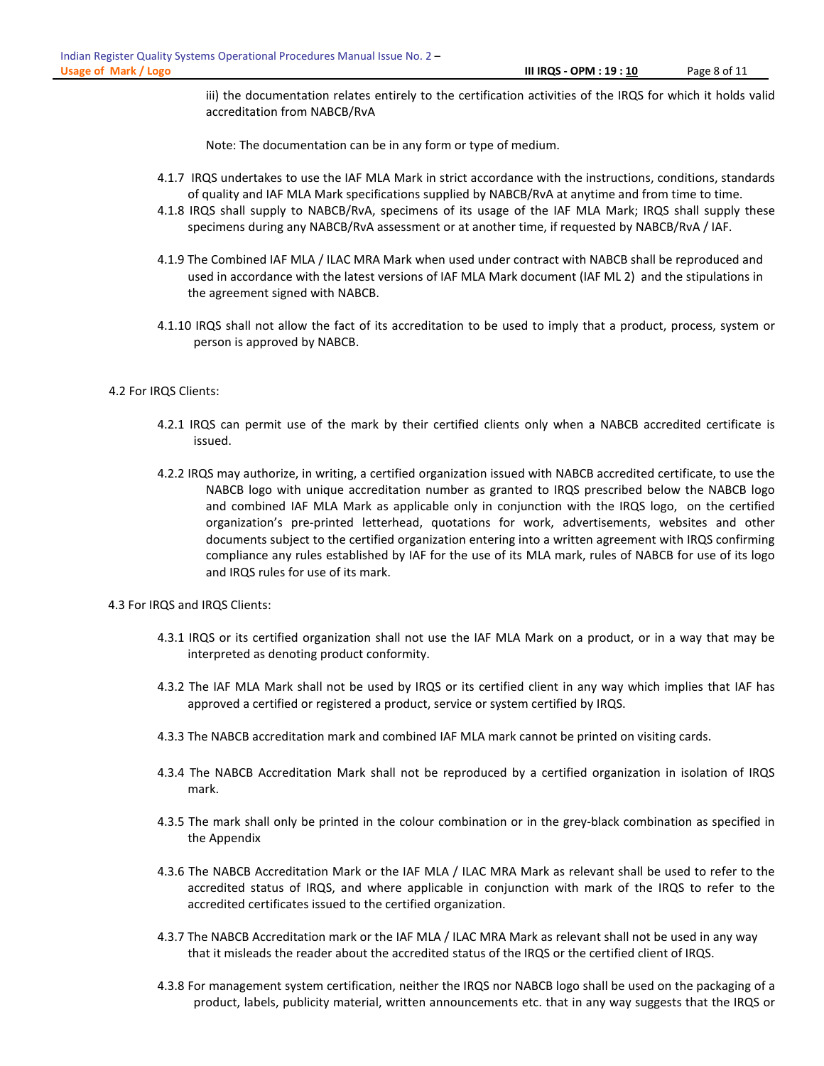iii) the documentation relates entirely to the certification activities of the IRQS for which it holds valid accreditation from NABCB/RvA

Note: The documentation can be in any form or type of medium.

4.1.7 IRQS undertakes to use the IAF MLA Mark in strict accordance with the instructions, conditions, standards of quality and IAF MLA Mark specifications supplied by NABCB/RvA at anytime and from time to time.

4.1.8 IRQS shall supply to NABCB/RvA, specimens of its usage of the IAF MLA Mark; IRQS shall supply these specimens during any NABCB/RvA assessment or at another time, if requested by NABCB/RvA / IAF.

4.1.9 The Combined IAF MLA / ILAC MRA Mark when used under contract with NABCB shall be reproduced and used in accordance with the latest versions of IAF MLA Mark document (IAF ML 2) and the stipulations in the agreement signed with NABCB.

4.1.10 IRQS shall not allow the fact of its accreditation to be used to imply that a product, process, system or person is approved by NABCB.

4.2 For IRQS Clients:

4.2.1 IRQS can permit use of the mark by their certified clients only when a NABCB accredited certificate is issued.

4.2.2 IRQS may authorize, in writing, a certified organization issued with NABCB accredited certificate, to use the NABCB logo with unique accreditation number as granted to IRQS prescribed below the NABCB logo and combined IAF MLA Mark as applicable only in conjunction with the IRQS logo, on the certified organization's pre-printed letterhead, quotations for work, advertisements, websites and other documents subject to the certified organization entering into a written agreement with IRQS confirming compliance any rules established by IAF for the use of its MLA mark, rules of NABCB for use of its logo and IRQS rules for use of its mark.

4.3 For IRQS and IRQS Clients:

4.3.1 IRQS or its certified organization shall not use the IAF MLA Mark on a product, or in a way that may be interpreted as denoting product conformity.

4.3.2 The IAF MLA Mark shall not be used by IRQS or its certified client in any way which implies that IAF has approved a certified or registered a product, service or system certified by IRQS.

4.3.3 The NABCB accreditation mark and combined IAF MLA mark cannot be printed on visiting cards.

4.3.4 The NABCB Accreditation Mark shall not be reproduced by a certified organization in isolation of IRQS mark.

4.3.5 The mark shall only be printed in the colour combination or in the grey-black combination as specified in the Appendix

4.3.6 The NABCB Accreditation Mark or the IAF MLA / ILAC MRA Mark as relevant shall be used to refer to the accredited status of IRQS, and where applicable in conjunction with mark of the IRQS to refer to the accredited certificates issued to the certified organization.

4.3.7 The NABCB Accreditation mark or the IAF MLA / ILAC MRA Mark as relevant shall not be used in any way that it misleads the reader about the accredited status of the IRQS or the certified client of IRQS.

4.3.8 For management system certification, neither the IRQS nor NABCB logo shall be used on the packaging of a product, labels, publicity material, written announcements etc. that in any way suggests that the IRQS or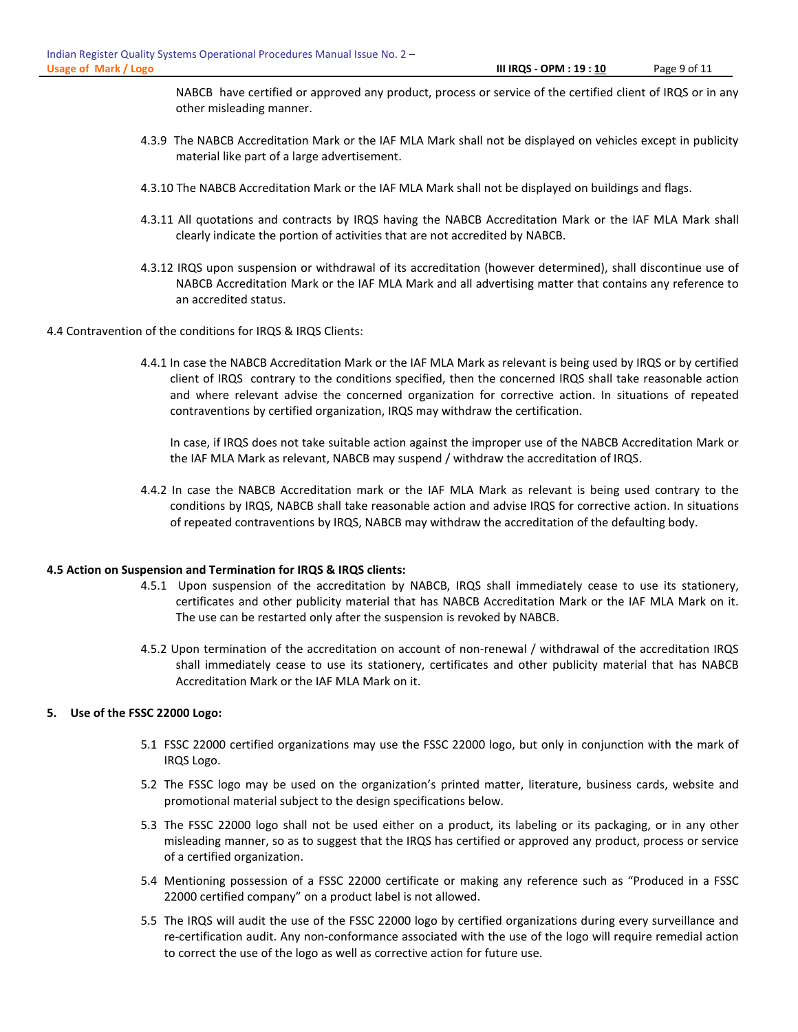NABCB have certified or approved any product, process or service of the certified client of IRQS or in any other misleading manner.

4.3.9 The NABCB Accreditation Mark or the IAF MLA Mark shall not be displayed on vehicles except in publicity material like part of a large advertisement.

4.3.10 The NABCB Accreditation Mark or the IAF MLA Mark shall not be displayed on buildings and flags.

4.3.11 All quotations and contracts by IRQS having the NABCB Accreditation Mark or the IAF MLA Mark shall clearly indicate the portion of activities that are not accredited by NABCB.

4.3.12 IRQS upon suspension or withdrawal of its accreditation (however determined), shall discontinue use of NABCB Accreditation Mark or the IAF MLA Mark and all advertising matter that contains any reference to an accredited status.

4.4 Contravention of the conditions for IRQS & IRQS Clients:

4.4.1 In case the NABCB Accreditation Mark or the IAF MLA Mark as relevant is being used by IRQS or by certified client of IRQS contrary to the conditions specified, then the concerned IRQS shall take reasonable action and where relevant advise the concerned organization for corrective action. In situations of repeated contraventions by certified organization, IRQS may withdraw the certification.

In case, if IRQS does not take suitable action against the improper use of the NABCB Accreditation Mark or the IAF MLA Mark as relevant, NABCB may suspend / withdraw the accreditation of IRQS.

4.4.2 In case the NABCB Accreditation mark or the IAF MLA Mark as relevant is being used contrary to the conditions by IRQS, NABCB shall take reasonable action and advise IRQS for corrective action. In situations of repeated contraventions by IRQS, NABCB may withdraw the accreditation of the defaulting body.

**4.5 Action on Suspension and Termination for IRQS & IRQS clients:**

4.5.1 Upon suspension of the accreditation by NABCB, IRQS shall immediately cease to use its stationery, certificates and other publicity material that has NABCB Accreditation Mark or the IAF MLA Mark on it. The use can be restarted only after the suspension is revoked by NABCB.

4.5.2 Upon termination of the accreditation on account of non-renewal / withdrawal of the accreditation IRQS shall immediately cease to use its stationery, certificates and other publicity material that has NABCB Accreditation Mark or the IAF MLA Mark on it.

## 5. Use of the FSSC 22000 Logo:

5.1 FSSC 22000 certified organizations may use the FSSC 22000 logo, but only in conjunction with the mark of IRQS Logo.

5.2 The FSSC logo may be used on the organization's printed matter, literature, business cards, website and promotional material subject to the design specifications below.

5.3 The FSSC 22000 logo shall not be used either on a product, its labeling or its packaging, or in any other misleading manner, so as to suggest that the IRQS has certified or approved any product, process or service of a certified organization.

5.4 Mentioning possession of a FSSC 22000 certificate or making any reference such as "Produced in a FSSC 22000 certified company" on a product label is not allowed.

5.5 The IRQS will audit the use of the FSSC 22000 logo by certified organizations during every surveillance and re-certification audit. Any non-conformance associated with the use of the logo will require remedial action to correct the use of the logo as well as corrective action for future use.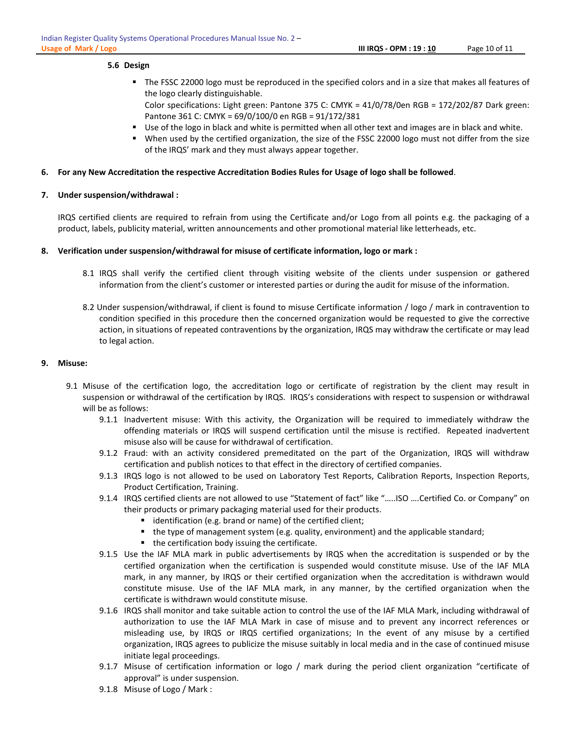### 5.6 Design

- The FSSC 22000 logo must be reproduced in the specified colors and in a size that makes all features of the logo clearly distinguishable.
  Color specifications: Light green: Pantone 375 C: CMYK = 41/0/78/0en RGB = 172/202/87 Dark green: Pantone 361 C: CMYK = 69/0/100/0 en RGB = 91/172/381
- Use of the logo in black and white is permitted when all other text and images are in black and white.
- When used by the certified organization, the size of the FSSC 22000 logo must not differ from the size of the IRQS' mark and they must always appear together.

## 6. For any New Accreditation the respective Accreditation Bodies Rules for Usage of logo shall be followed.

## 7. Under suspension/withdrawal :

IRQS certified clients are required to refrain from using the Certificate and/or Logo from all points e.g. the packaging of a product, labels, publicity material, written announcements and other promotional material like letterheads, etc.

## 8. Verification under suspension/withdrawal for misuse of certificate information, logo or mark :

8.1 IRQS shall verify the certified client through visiting website of the clients under suspension or gathered information from the client's customer or interested parties or during the audit for misuse of the information.

8.2 Under suspension/withdrawal, if client is found to misuse Certificate information / logo / mark in contravention to condition specified in this procedure then the concerned organization would be requested to give the corrective action, in situations of repeated contraventions by the organization, IRQS may withdraw the certificate or may lead to legal action.

## 9. Misuse:

9.1 Misuse of the certification logo, the accreditation logo or certificate of registration by the client may result in suspension or withdrawal of the certification by IRQS. IRQS's considerations with respect to suspension or withdrawal will be as follows:

9.1.1 Inadvertent misuse: With this activity, the Organization will be required to immediately withdraw the offending materials or IRQS will suspend certification until the misuse is rectified. Repeated inadvertent misuse also will be cause for withdrawal of certification.

9.1.2 Fraud: with an activity considered premeditated on the part of the Organization, IRQS will withdraw certification and publish notices to that effect in the directory of certified companies.

9.1.3 IRQS logo is not allowed to be used on Laboratory Test Reports, Calibration Reports, Inspection Reports, Product Certification, Training.

9.1.4 IRQS certified clients are not allowed to use "Statement of fact" like ".....ISO ....Certified Co. or Company" on their products or primary packaging material used for their products.

- identification (e.g. brand or name) of the certified client;
- the type of management system (e.g. quality, environment) and the applicable standard;
- the certification body issuing the certificate.

9.1.5 Use the IAF MLA mark in public advertisements by IRQS when the accreditation is suspended or by the certified organization when the certification is suspended would constitute misuse. Use of the IAF MLA mark, in any manner, by IRQS or their certified organization when the accreditation is withdrawn would constitute misuse. Use of the IAF MLA mark, in any manner, by the certified organization when the certificate is withdrawn would constitute misuse.

9.1.6 IRQS shall monitor and take suitable action to control the use of the IAF MLA Mark, including withdrawal of authorization to use the IAF MLA Mark in case of misuse and to prevent any incorrect references or misleading use, by IRQS or IRQS certified organizations; In the event of any misuse by a certified organization, IRQS agrees to publicize the misuse suitably in local media and in the case of continued misuse initiate legal proceedings.

9.1.7 Misuse of certification information or logo / mark during the period client organization "certificate of approval" is under suspension.

9.1.8 Misuse of Logo / Mark :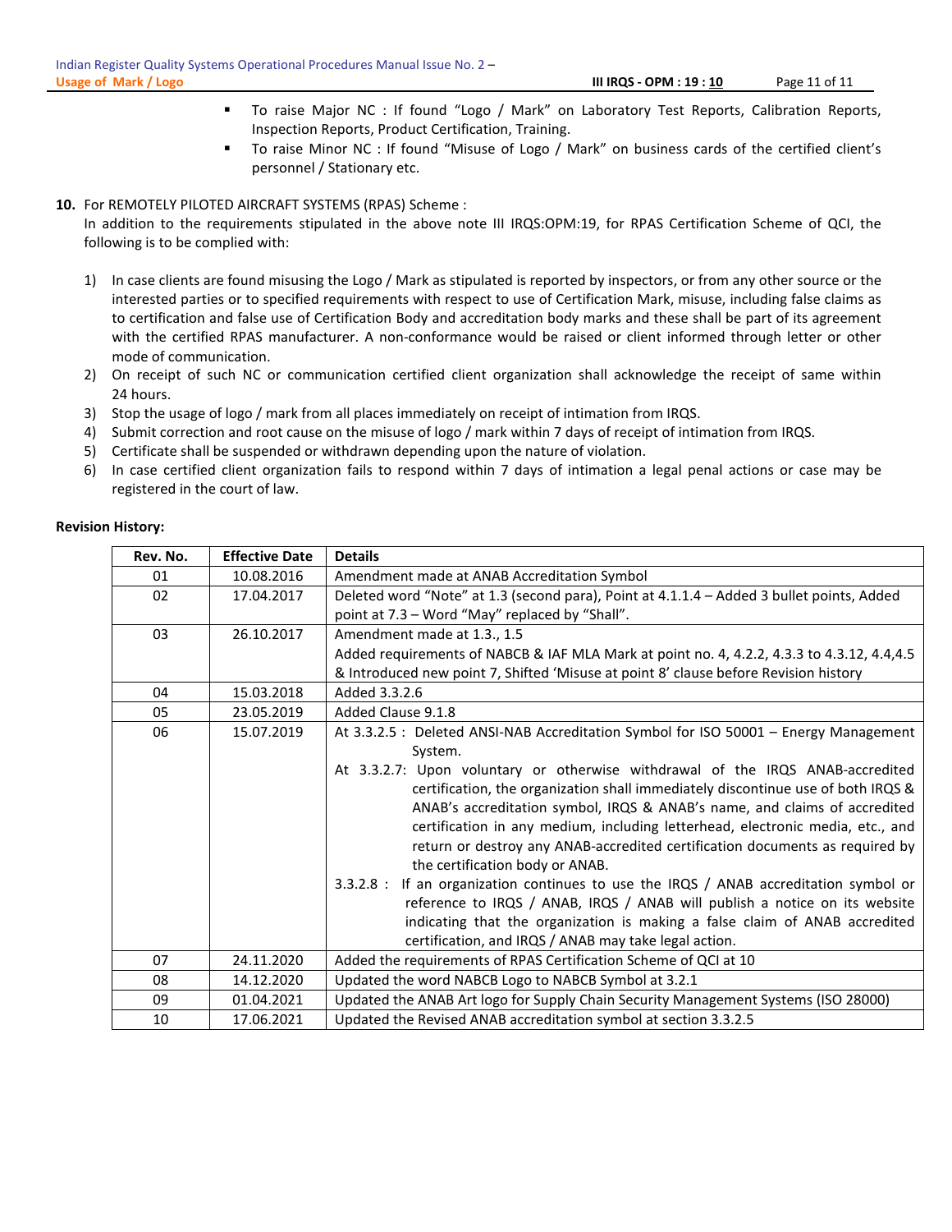- To raise Major NC : If found "Logo / Mark" on Laboratory Test Reports, Calibration Reports, Inspection Reports, Product Certification, Training.
- To raise Minor NC : If found "Misuse of Logo / Mark" on business cards of the certified client's personnel / Stationary etc.

**10.** For REMOTELY PILOTED AIRCRAFT SYSTEMS (RPAS) Scheme :

In addition to the requirements stipulated in the above note III IRQS:OPM:19, for RPAS Certification Scheme of QCI, the following is to be complied with:

1) In case clients are found misusing the Logo / Mark as stipulated is reported by inspectors, or from any other source or the interested parties or to specified requirements with respect to use of Certification Mark, misuse, including false claims as to certification and false use of Certification Body and accreditation body marks and these shall be part of its agreement with the certified RPAS manufacturer. A non-conformance would be raised or client informed through letter or other mode of communication.
2) On receipt of such NC or communication certified client organization shall acknowledge the receipt of same within 24 hours.
3) Stop the usage of logo / mark from all places immediately on receipt of intimation from IRQS.
4) Submit correction and root cause on the misuse of logo / mark within 7 days of receipt of intimation from IRQS.
5) Certificate shall be suspended or withdrawn depending upon the nature of violation.
6) In case certified client organization fails to respond within 7 days of intimation a legal penal actions or case may be registered in the court of law.

**Revision History:**

| Rev. No. | Effective Date | Details |
|---|---|---|
| 01 | 10.08.2016 | Amendment made at ANAB Accreditation Symbol |
| 02 | 17.04.2017 | Deleted word "Note" at 1.3 (second para), Point at 4.1.1.4 – Added 3 bullet points, Added point at 7.3 – Word "May" replaced by "Shall". |
| 03 | 26.10.2017 | Amendment made at 1.3., 1.5<br>Added requirements of NABCB & IAF MLA Mark at point no. 4, 4.2.2, 4.3.3 to 4.3.12, 4.4,4.5 & Introduced new point 7, Shifted 'Misuse at point 8' clause before Revision history |
| 04 | 15.03.2018 | Added 3.3.2.6 |
| 05 | 23.05.2019 | Added Clause 9.1.8 |
| 06 | 15.07.2019 | At 3.3.2.5 : Deleted ANSI-NAB Accreditation Symbol for ISO 50001 – Energy Management System.<br>At 3.3.2.7: Upon voluntary or otherwise withdrawal of the IRQS ANAB-accredited certification, the organization shall immediately discontinue use of both IRQS & ANAB's accreditation symbol, IRQS & ANAB's name, and claims of accredited certification in any medium, including letterhead, electronic media, etc., and return or destroy any ANAB-accredited certification documents as required by the certification body or ANAB.<br>3.3.2.8 : If an organization continues to use the IRQS / ANAB accreditation symbol or reference to IRQS / ANAB, IRQS / ANAB will publish a notice on its website indicating that the organization is making a false claim of ANAB accredited certification, and IRQS / ANAB may take legal action. |
| 07 | 24.11.2020 | Added the requirements of RPAS Certification Scheme of QCI at 10 |
| 08 | 14.12.2020 | Updated the word NABCB Logo to NABCB Symbol at 3.2.1 |
| 09 | 01.04.2021 | Updated the ANAB Art logo for Supply Chain Security Management Systems (ISO 28000) |
| 10 | 17.06.2021 | Updated the Revised ANAB accreditation symbol at section 3.3.2.5 |